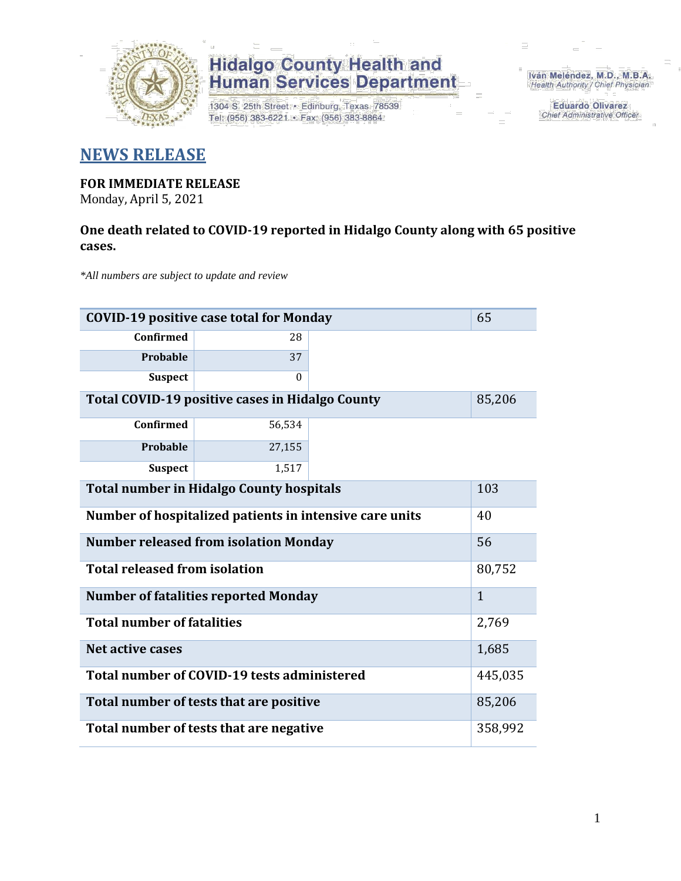**Hidalgo County Health and Human Services Department**

1304 S. 25th Street • Edinburg, Texas 78539
Tel: (956) 383-6221 • Fax: (956) 383-8864

Iván Meléndez, M.D., M.B.A.
*Health Authority / Chief Physician*

Eduardo Olivarez
*Chief Administrative Officer*

# NEWS RELEASE

**FOR IMMEDIATE RELEASE**
Monday, April 5, 2021

**One death related to COVID-19 reported in Hidalgo County along with 65 positive cases.**

*\*All numbers are subject to update and review*

| | | |
|---|---|---|
| **COVID-19 positive case total for Monday** | | 65 |
| **Confirmed** | 28 | |
| **Probable** | 37 | |
| **Suspect** | 0 | |
| **Total COVID-19 positive cases in Hidalgo County** | | 85,206 |
| **Confirmed** | 56,534 | |
| **Probable** | 27,155 | |
| **Suspect** | 1,517 | |
| **Total number in Hidalgo County hospitals** | | 103 |
| **Number of hospitalized patients in intensive care units** | | 40 |
| **Number released from isolation Monday** | | 56 |
| **Total released from isolation** | | 80,752 |
| **Number of fatalities reported Monday** | | 1 |
| **Total number of fatalities** | | 2,769 |
| **Net active cases** | | 1,685 |
| **Total number of COVID-19 tests administered** | | 445,035 |
| **Total number of tests that are positive** | | 85,206 |
| **Total number of tests that are negative** | | 358,992 |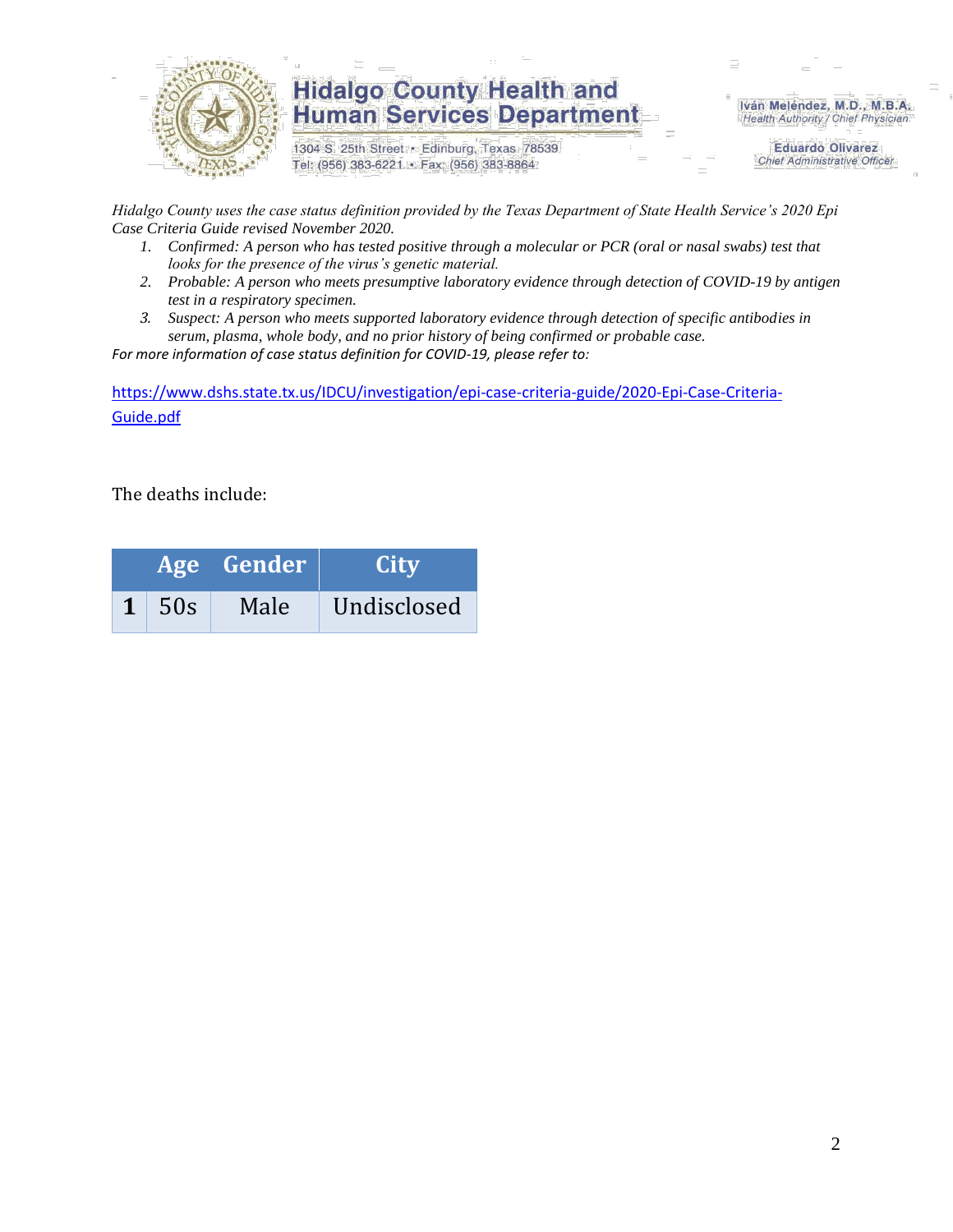*Hidalgo County uses the case status definition provided by the Texas Department of State Health Service's 2020 Epi Case Criteria Guide revised November 2020.*

1. *Confirmed: A person who has tested positive through a molecular or PCR (oral or nasal swabs) test that looks for the presence of the virus's genetic material.*
2. *Probable: A person who meets presumptive laboratory evidence through detection of COVID-19 by antigen test in a respiratory specimen.*
3. *Suspect: A person who meets supported laboratory evidence through detection of specific antibodies in serum, plasma, whole body, and no prior history of being confirmed or probable case.*

*For more information of case status definition for COVID-19, please refer to:*

https://www.dshs.state.tx.us/IDCU/investigation/epi-case-criteria-guide/2020-Epi-Case-Criteria-Guide.pdf

The deaths include:

| | Age | Gender | City |
|---|---|---|---|
| **1** | 50s | Male | Undisclosed |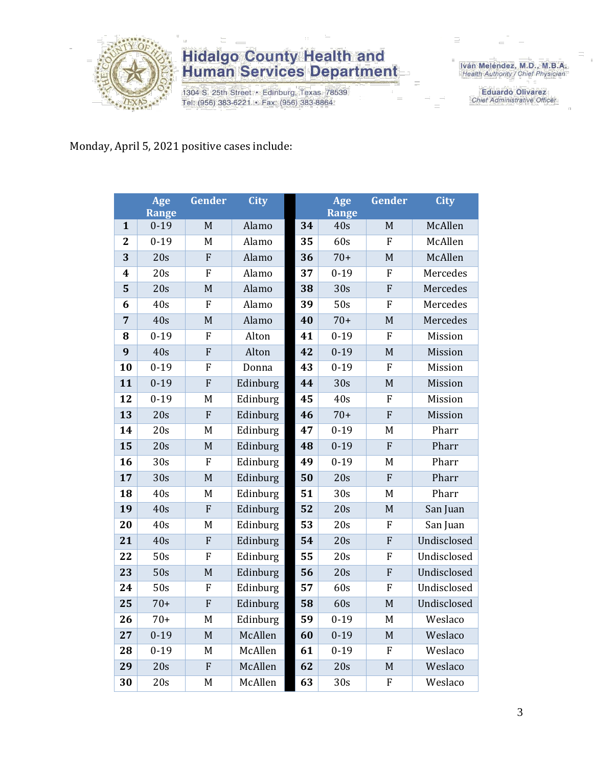Hidalgo County Health and Human Services Department

1304 S. 25th Street • Edinburg, Texas 78539
Tel: (956) 383-6221 • Fax: (956) 383-8864

Iván Meléndez, M.D., M.B.A.
Health Authority / Chief Physician

Eduardo Olivarez
Chief Administrative Officer

Monday, April 5, 2021 positive cases include:

| | Age Range | Gender | City | | Age Range | Gender | City |
|---|---|---|---|---|---|---|---|
| 1 | 0-19 | M | Alamo | 34 | 40s | M | McAllen |
| 2 | 0-19 | M | Alamo | 35 | 60s | F | McAllen |
| 3 | 20s | F | Alamo | 36 | 70+ | M | McAllen |
| 4 | 20s | F | Alamo | 37 | 0-19 | F | Mercedes |
| 5 | 20s | M | Alamo | 38 | 30s | F | Mercedes |
| 6 | 40s | F | Alamo | 39 | 50s | F | Mercedes |
| 7 | 40s | M | Alamo | 40 | 70+ | M | Mercedes |
| 8 | 0-19 | F | Alton | 41 | 0-19 | F | Mission |
| 9 | 40s | F | Alton | 42 | 0-19 | M | Mission |
| 10 | 0-19 | F | Donna | 43 | 0-19 | F | Mission |
| 11 | 0-19 | F | Edinburg | 44 | 30s | M | Mission |
| 12 | 0-19 | M | Edinburg | 45 | 40s | F | Mission |
| 13 | 20s | F | Edinburg | 46 | 70+ | F | Mission |
| 14 | 20s | M | Edinburg | 47 | 0-19 | M | Pharr |
| 15 | 20s | M | Edinburg | 48 | 0-19 | F | Pharr |
| 16 | 30s | F | Edinburg | 49 | 0-19 | M | Pharr |
| 17 | 30s | M | Edinburg | 50 | 20s | F | Pharr |
| 18 | 40s | M | Edinburg | 51 | 30s | M | Pharr |
| 19 | 40s | F | Edinburg | 52 | 20s | M | San Juan |
| 20 | 40s | M | Edinburg | 53 | 20s | F | San Juan |
| 21 | 40s | F | Edinburg | 54 | 20s | F | Undisclosed |
| 22 | 50s | F | Edinburg | 55 | 20s | F | Undisclosed |
| 23 | 50s | M | Edinburg | 56 | 20s | F | Undisclosed |
| 24 | 50s | F | Edinburg | 57 | 60s | F | Undisclosed |
| 25 | 70+ | F | Edinburg | 58 | 60s | M | Undisclosed |
| 26 | 70+ | M | Edinburg | 59 | 0-19 | M | Weslaco |
| 27 | 0-19 | M | McAllen | 60 | 0-19 | M | Weslaco |
| 28 | 0-19 | M | McAllen | 61 | 0-19 | F | Weslaco |
| 29 | 20s | F | McAllen | 62 | 20s | M | Weslaco |
| 30 | 20s | M | McAllen | 63 | 30s | F | Weslaco |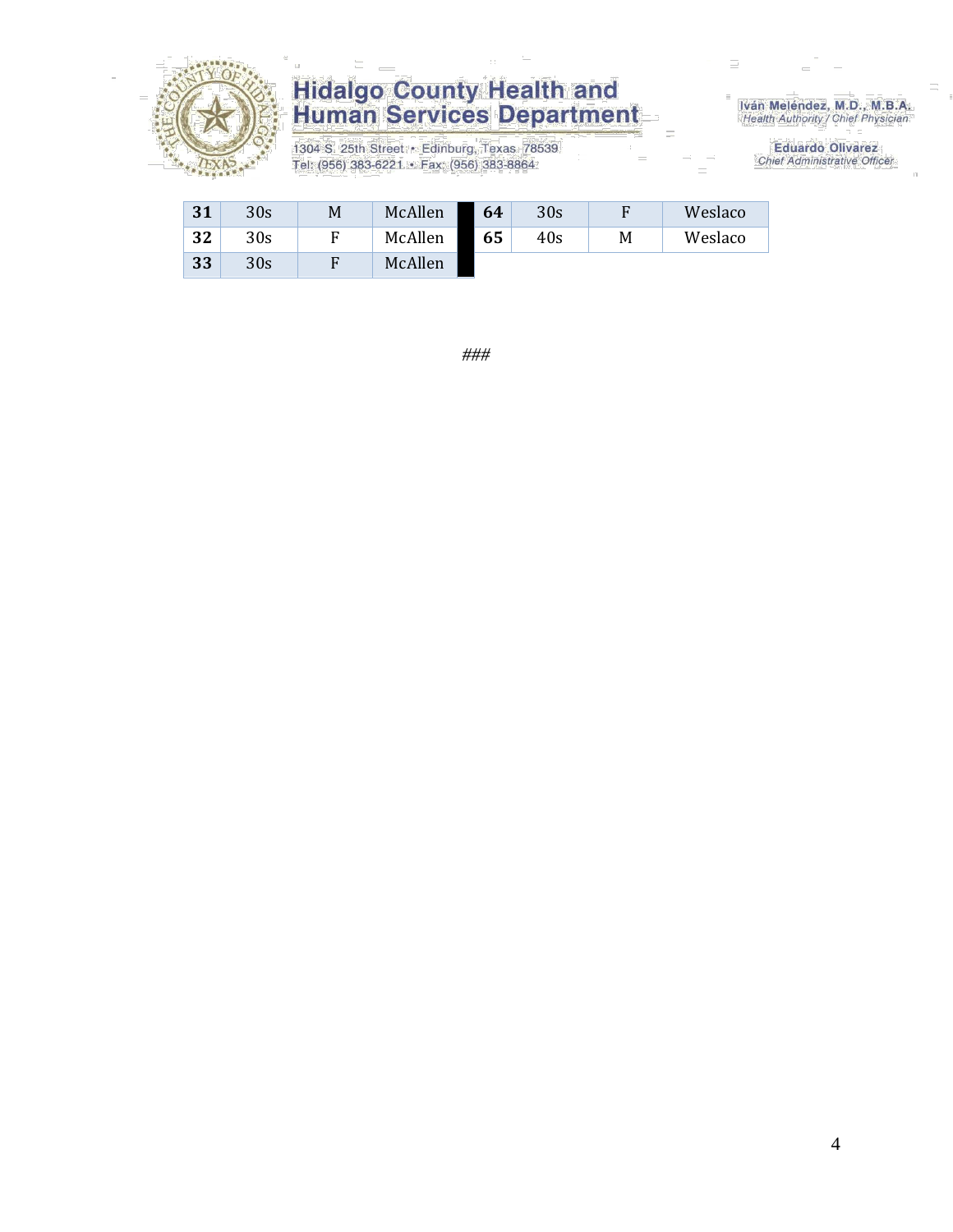| | | | | | | | |
|---|---|---|---|---|---|---|---|
| **31** | 30s | M | McAllen | **64** | 30s | F | Weslaco |
| **32** | 30s | F | McAllen | **65** | 40s | M | Weslaco |
| **33** | 30s | F | McAllen | | | | |

###